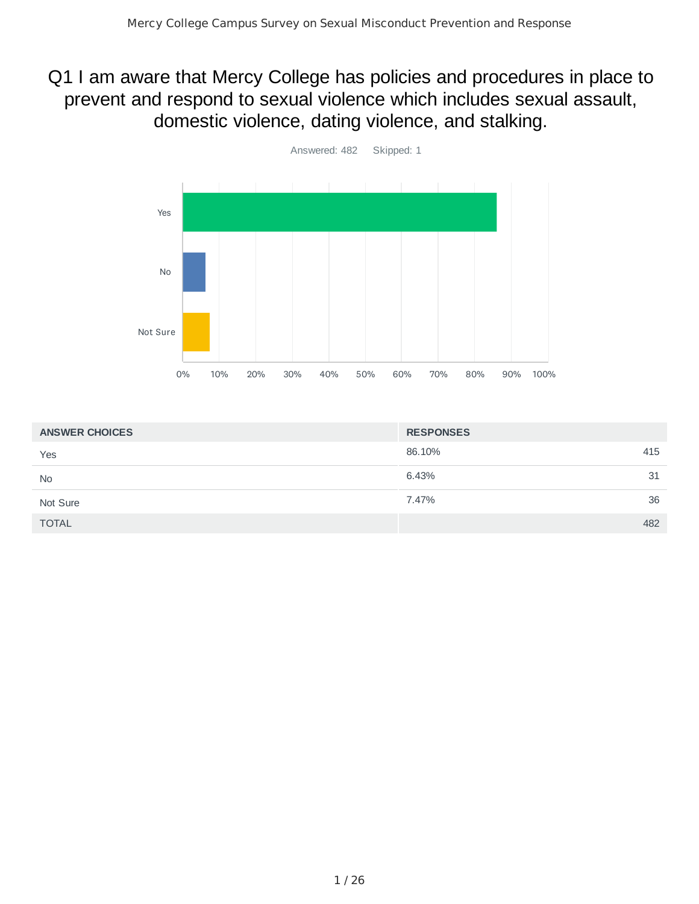# Q1 I am aware that Mercy College has policies and procedures in place to prevent and respond to sexual violence which includes sexual assault, domestic violence, dating violence, and stalking.

Answered: 482 Skipped: 1

| ANSWER CHOICES | RESPONSES | |
|---|---|---|
| Yes | 86.10% | 415 |
| No | 6.43% | 31 |
| Not Sure | 7.47% | 36 |
| TOTAL | | 482 |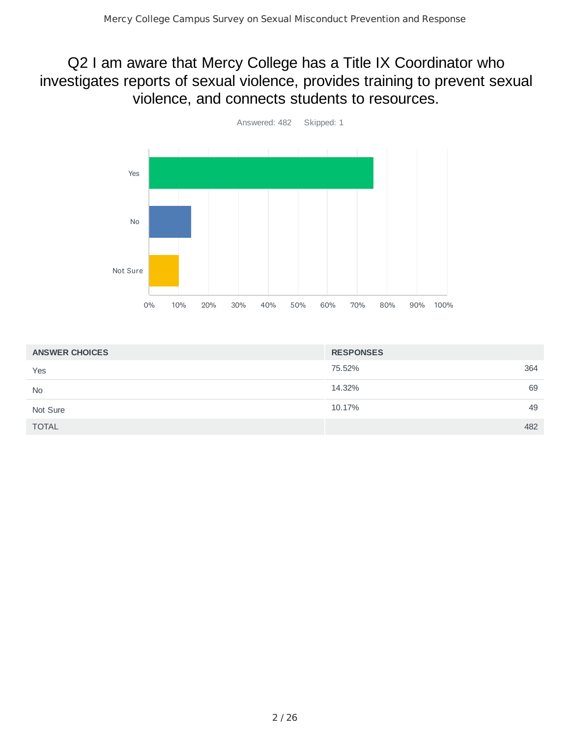## Q2 I am aware that Mercy College has a Title IX Coordinator who investigates reports of sexual violence, provides training to prevent sexual violence, and connects students to resources.

Answered: 482 Skipped: 1

| ANSWER CHOICES | RESPONSES | |
|---|---|---|
| Yes | 75.52% | 364 |
| No | 14.32% | 69 |
| Not Sure | 10.17% | 49 |
| TOTAL | | 482 |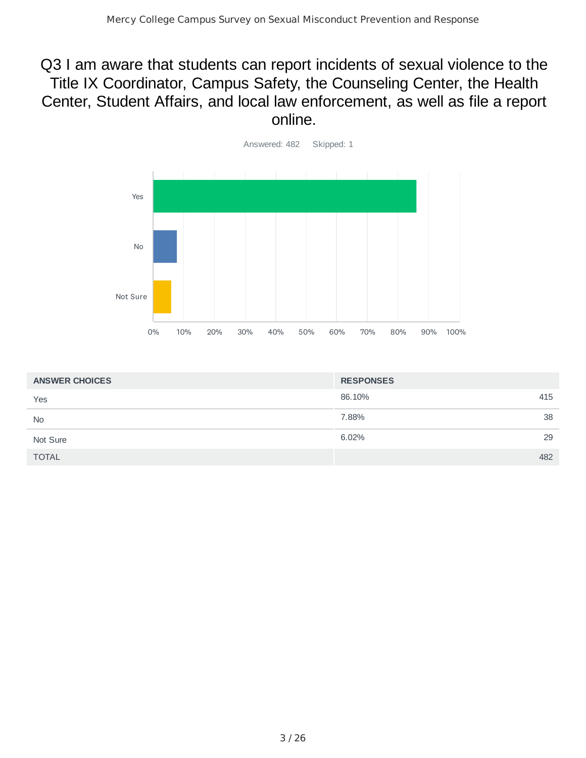# Q3 I am aware that students can report incidents of sexual violence to the Title IX Coordinator, Campus Safety, the Counseling Center, the Health Center, Student Affairs, and local law enforcement, as well as file a report online.

Answered: 482 Skipped: 1

| ANSWER CHOICES | RESPONSES | |
|---|---|---|
| Yes | 86.10% | 415 |
| No | 7.88% | 38 |
| Not Sure | 6.02% | 29 |
| TOTAL | | 482 |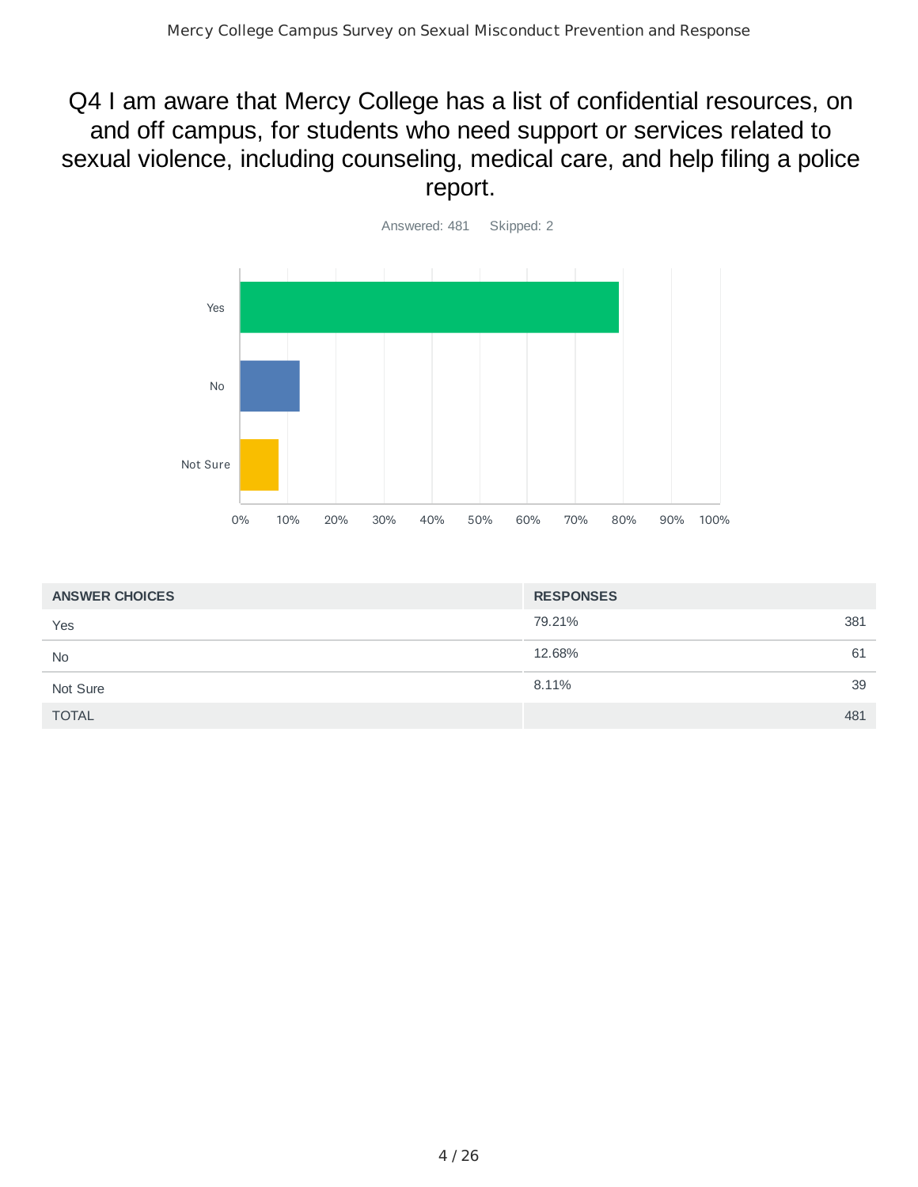## Q4 I am aware that Mercy College has a list of confidential resources, on and off campus, for students who need support or services related to sexual violence, including counseling, medical care, and help filing a police report.

Answered: 481 Skipped: 2

| ANSWER CHOICES | RESPONSES | |
|---|---|---|
| Yes | 79.21% | 381 |
| No | 12.68% | 61 |
| Not Sure | 8.11% | 39 |
| TOTAL | | 481 |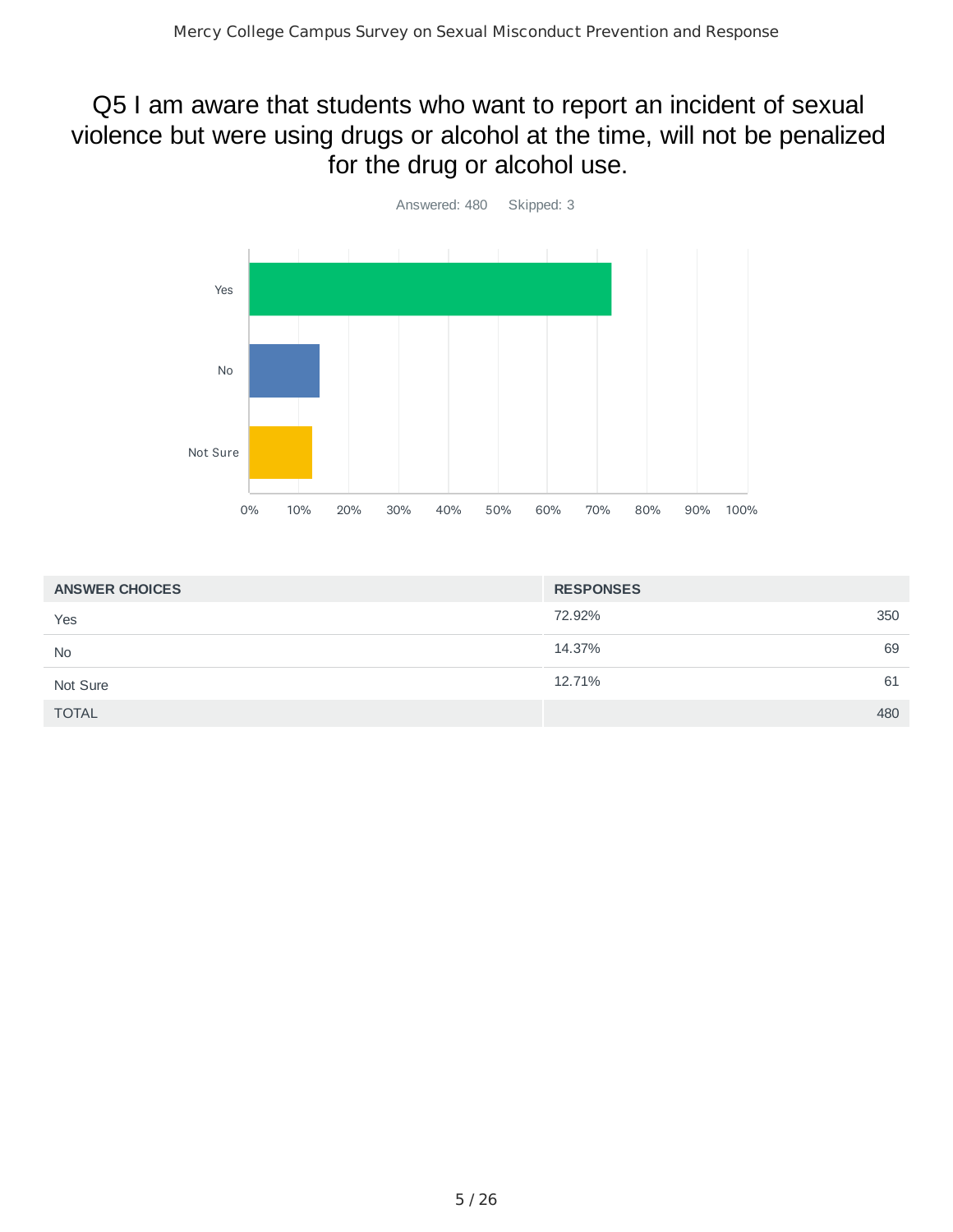## Q5 I am aware that students who want to report an incident of sexual violence but were using drugs or alcohol at the time, will not be penalized for the drug or alcohol use.

Answered: 480 Skipped: 3

| ANSWER CHOICES | RESPONSES | |
|---|---|---|
| Yes | 72.92% | 350 |
| No | 14.37% | 69 |
| Not Sure | 12.71% | 61 |
| TOTAL | | 480 |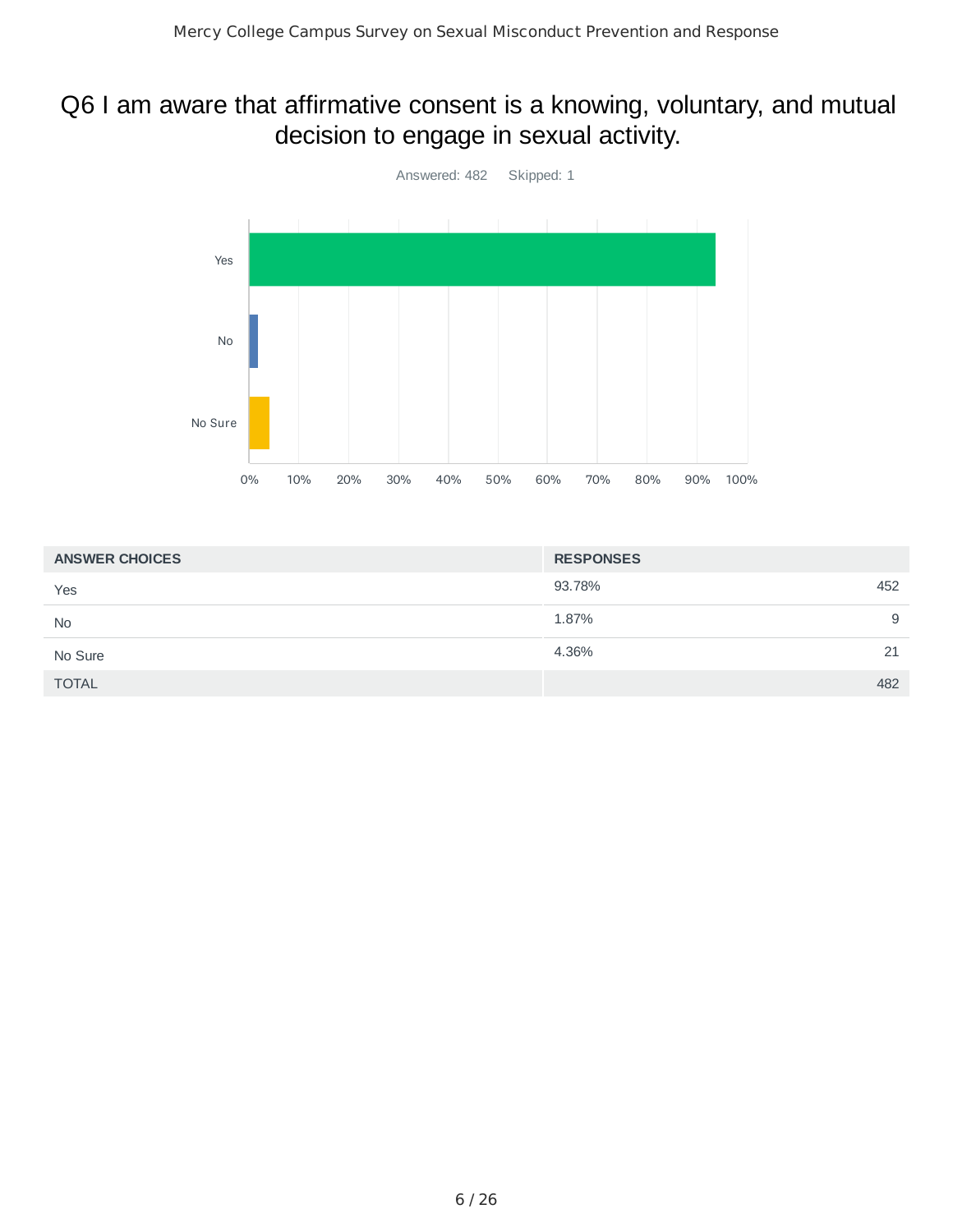# Q6 I am aware that affirmative consent is a knowing, voluntary, and mutual decision to engage in sexual activity.

Answered: 482 Skipped: 1

| ANSWER CHOICES | RESPONSES | |
|---|---|---|
| Yes | 93.78% | 452 |
| No | 1.87% | 9 |
| No Sure | 4.36% | 21 |
| TOTAL | | 482 |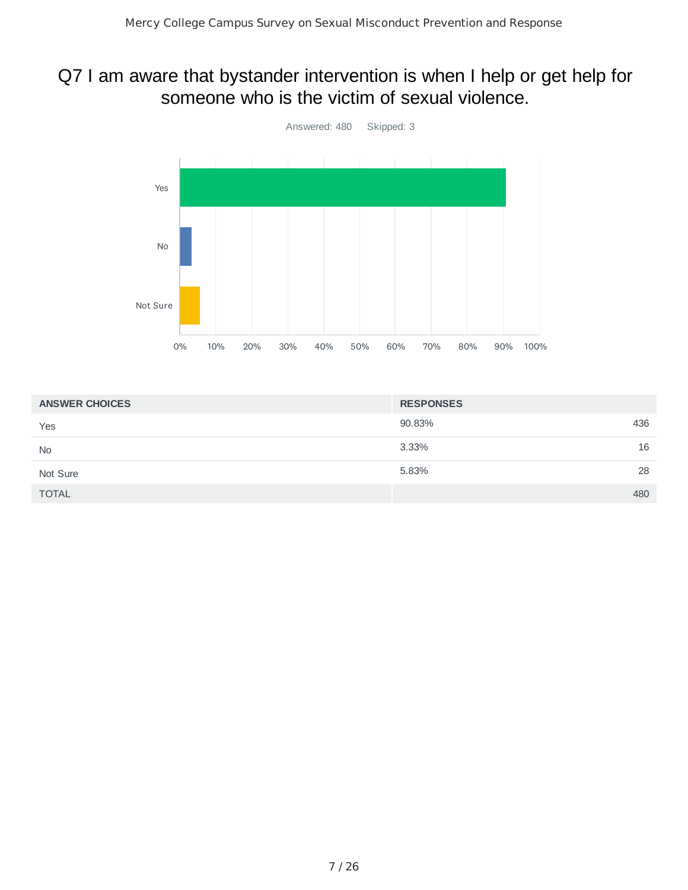# Q7 I am aware that bystander intervention is when I help or get help for someone who is the victim of sexual violence.

Answered: 480 Skipped: 3

| ANSWER CHOICES | RESPONSES | |
|---|---|---|
| Yes | 90.83% | 436 |
| No | 3.33% | 16 |
| Not Sure | 5.83% | 28 |
| TOTAL | | 480 |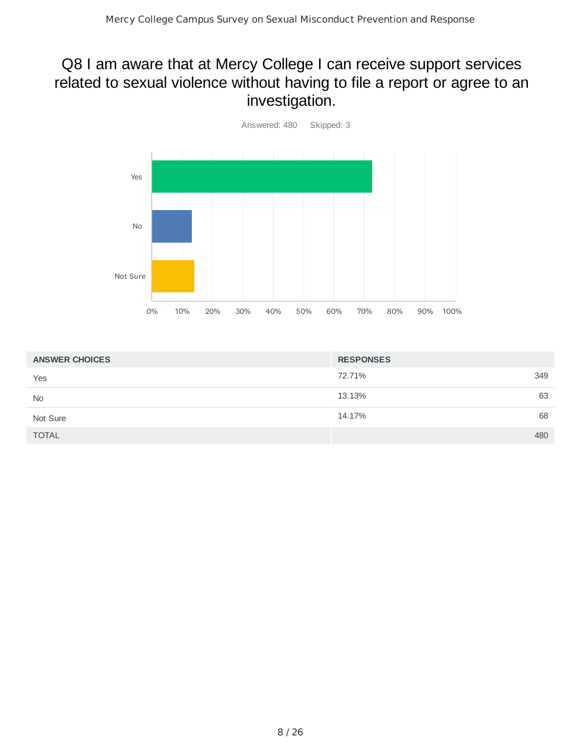## Q8 I am aware that at Mercy College I can receive support services related to sexual violence without having to file a report or agree to an investigation.

Answered: 480 Skipped: 3

| ANSWER CHOICES | RESPONSES | |
|---|---|---|
| Yes | 72.71% | 349 |
| No | 13.13% | 63 |
| Not Sure | 14.17% | 68 |
| TOTAL | | 480 |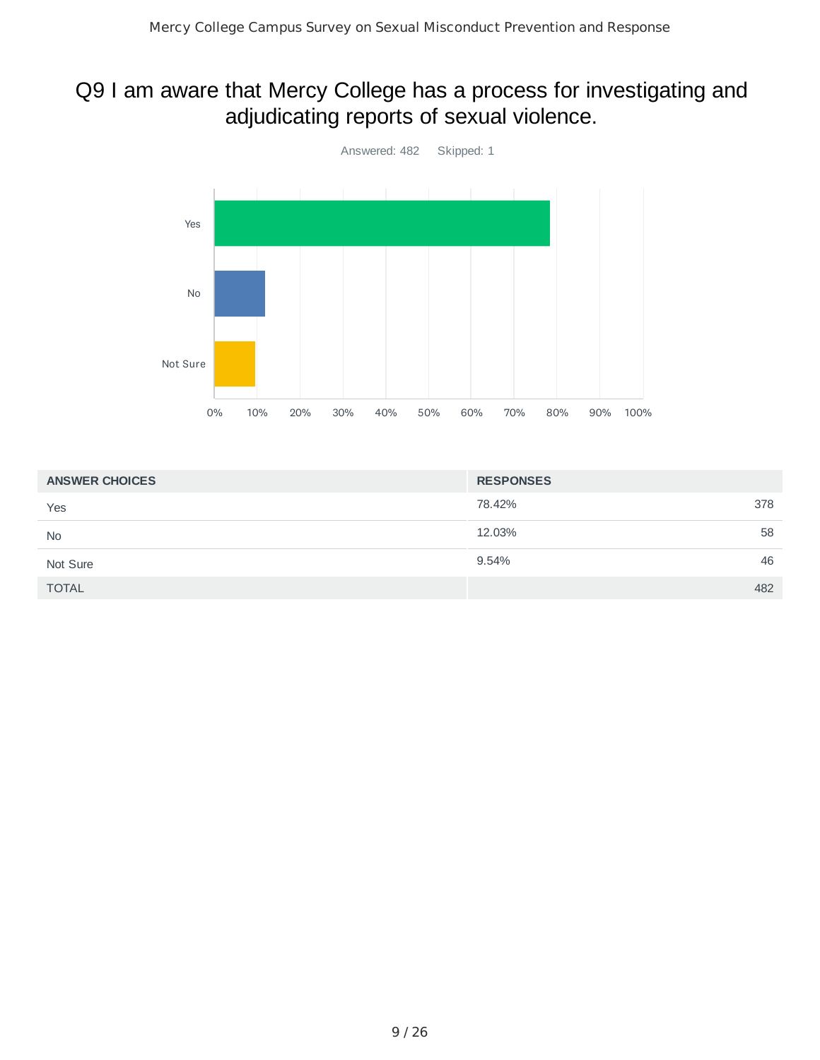## Q9 I am aware that Mercy College has a process for investigating and adjudicating reports of sexual violence.

Answered: 482    Skipped: 1

| ANSWER CHOICES | RESPONSES | |
|---|---|---|
| Yes | 78.42% | 378 |
| No | 12.03% | 58 |
| Not Sure | 9.54% | 46 |
| TOTAL | | 482 |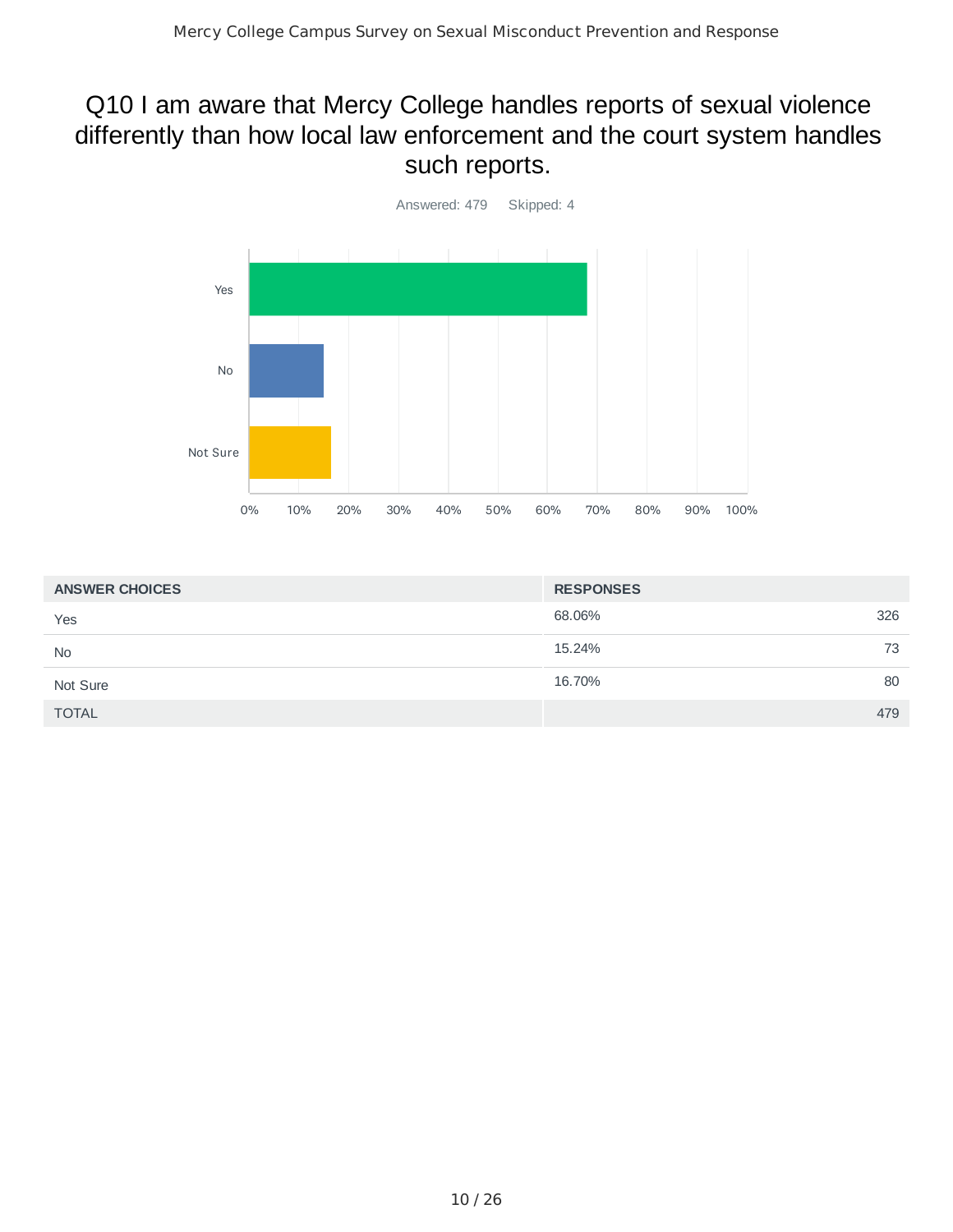# Q10 I am aware that Mercy College handles reports of sexual violence differently than how local law enforcement and the court system handles such reports.

Answered: 479 Skipped: 4

| ANSWER CHOICES | RESPONSES | |
|---|---|---|
| Yes | 68.06% | 326 |
| No | 15.24% | 73 |
| Not Sure | 16.70% | 80 |
| TOTAL | | 479 |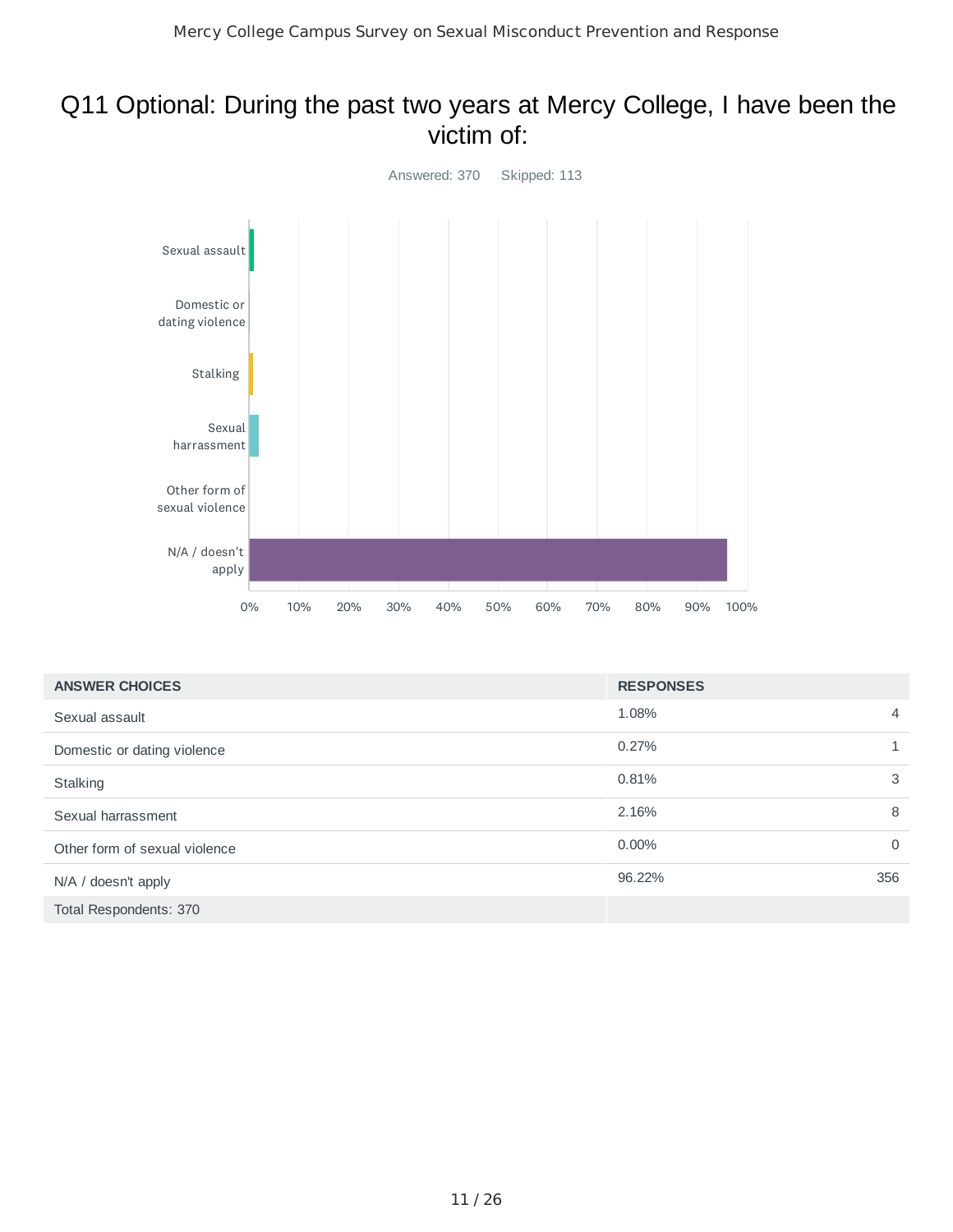# Q11 Optional: During the past two years at Mercy College, I have been the victim of:

Answered: 370 Skipped: 113

| ANSWER CHOICES | RESPONSES | |
|---|---|---|
| Sexual assault | 1.08% | 4 |
| Domestic or dating violence | 0.27% | 1 |
| Stalking | 0.81% | 3 |
| Sexual harrassment | 2.16% | 8 |
| Other form of sexual violence | 0.00% | 0 |
| N/A / doesn't apply | 96.22% | 356 |
| Total Respondents: 370 | | |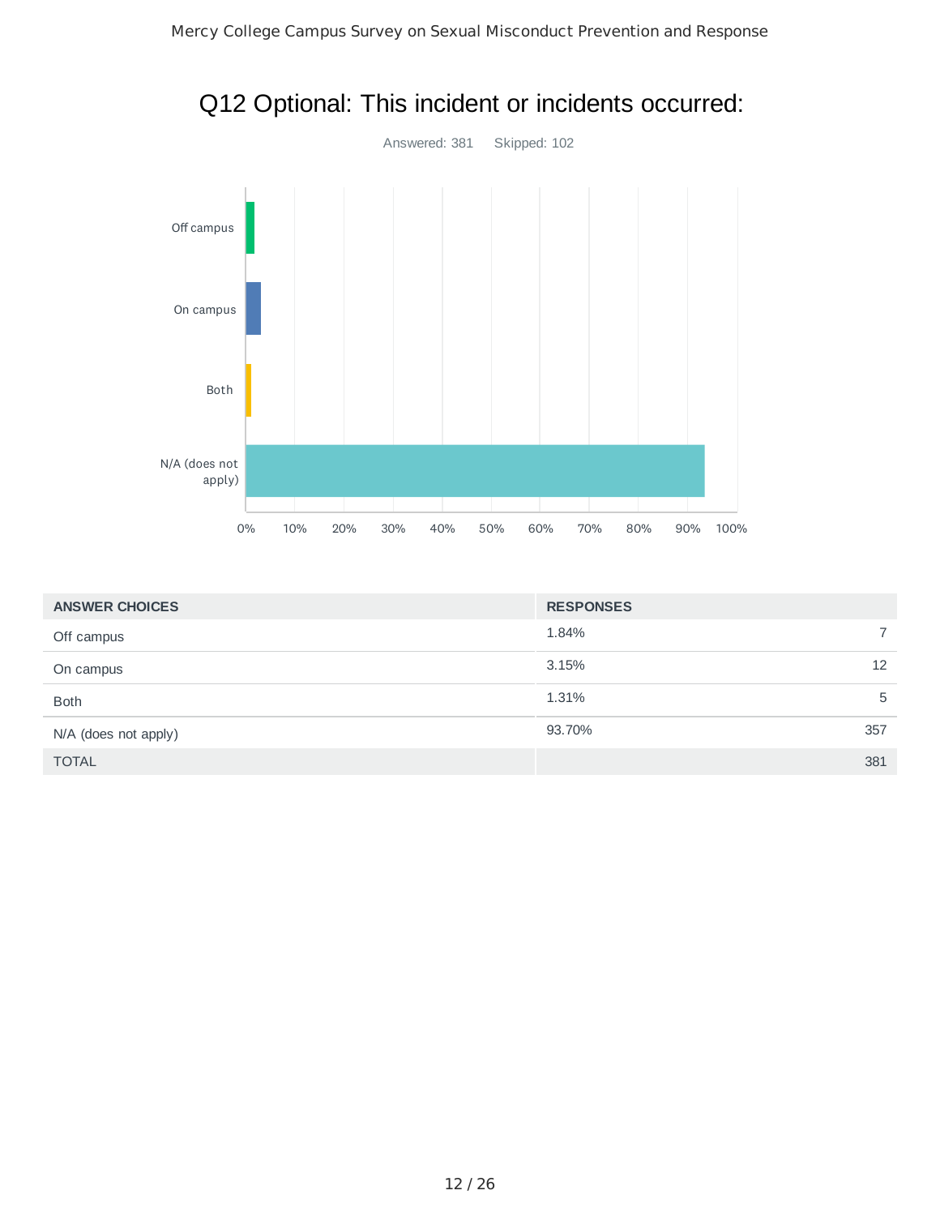# Q12 Optional: This incident or incidents occurred:

Answered: 381 Skipped: 102

| ANSWER CHOICES | RESPONSES | |
|---|---|---|
| Off campus | 1.84% | 7 |
| On campus | 3.15% | 12 |
| Both | 1.31% | 5 |
| N/A (does not apply) | 93.70% | 357 |
| TOTAL | | 381 |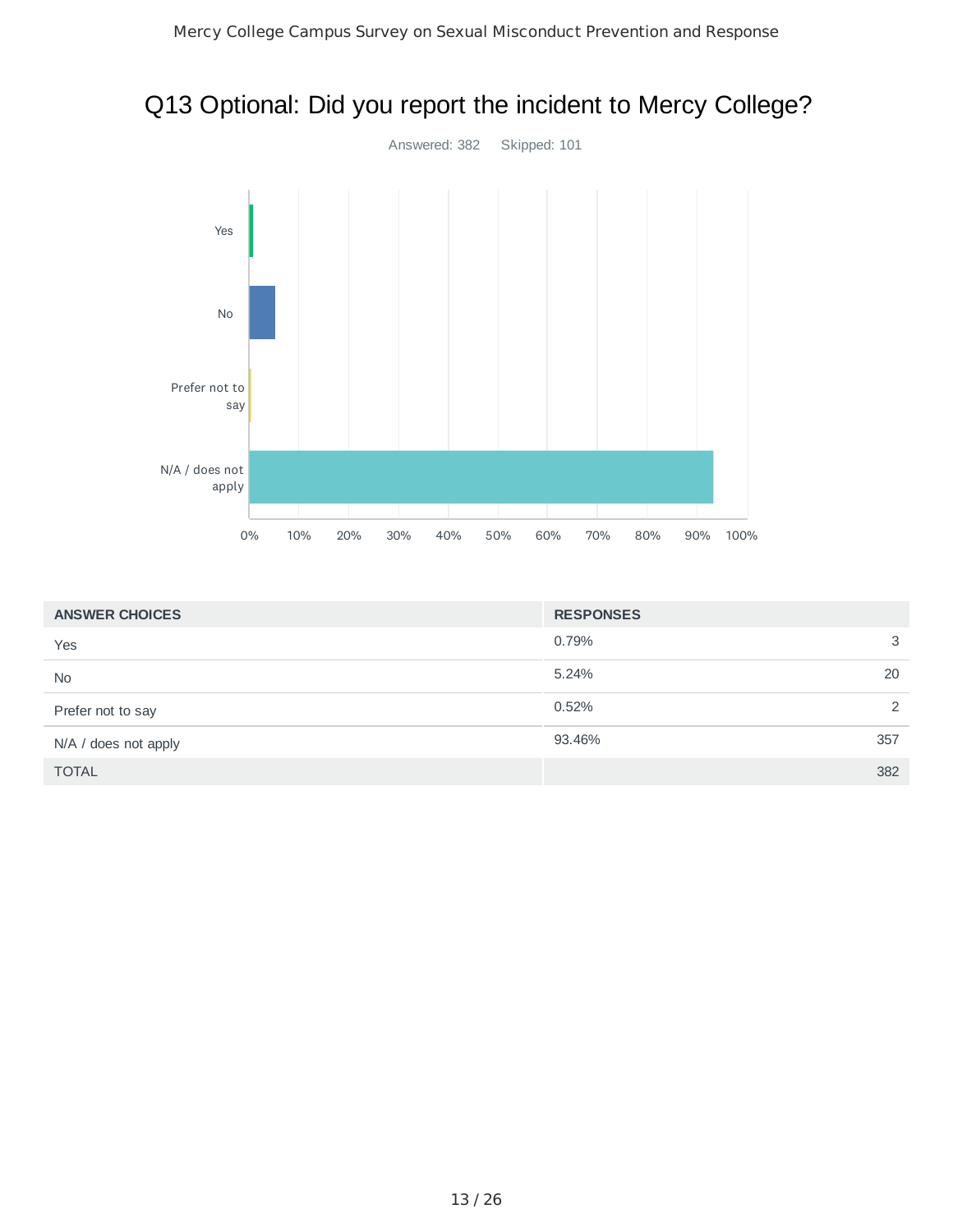# Q13 Optional: Did you report the incident to Mercy College?

Answered: 382 Skipped: 101

| ANSWER CHOICES | RESPONSES | |
|---|---|---|
| Yes | 0.79% | 3 |
| No | 5.24% | 20 |
| Prefer not to say | 0.52% | 2 |
| N/A / does not apply | 93.46% | 357 |
| TOTAL | | 382 |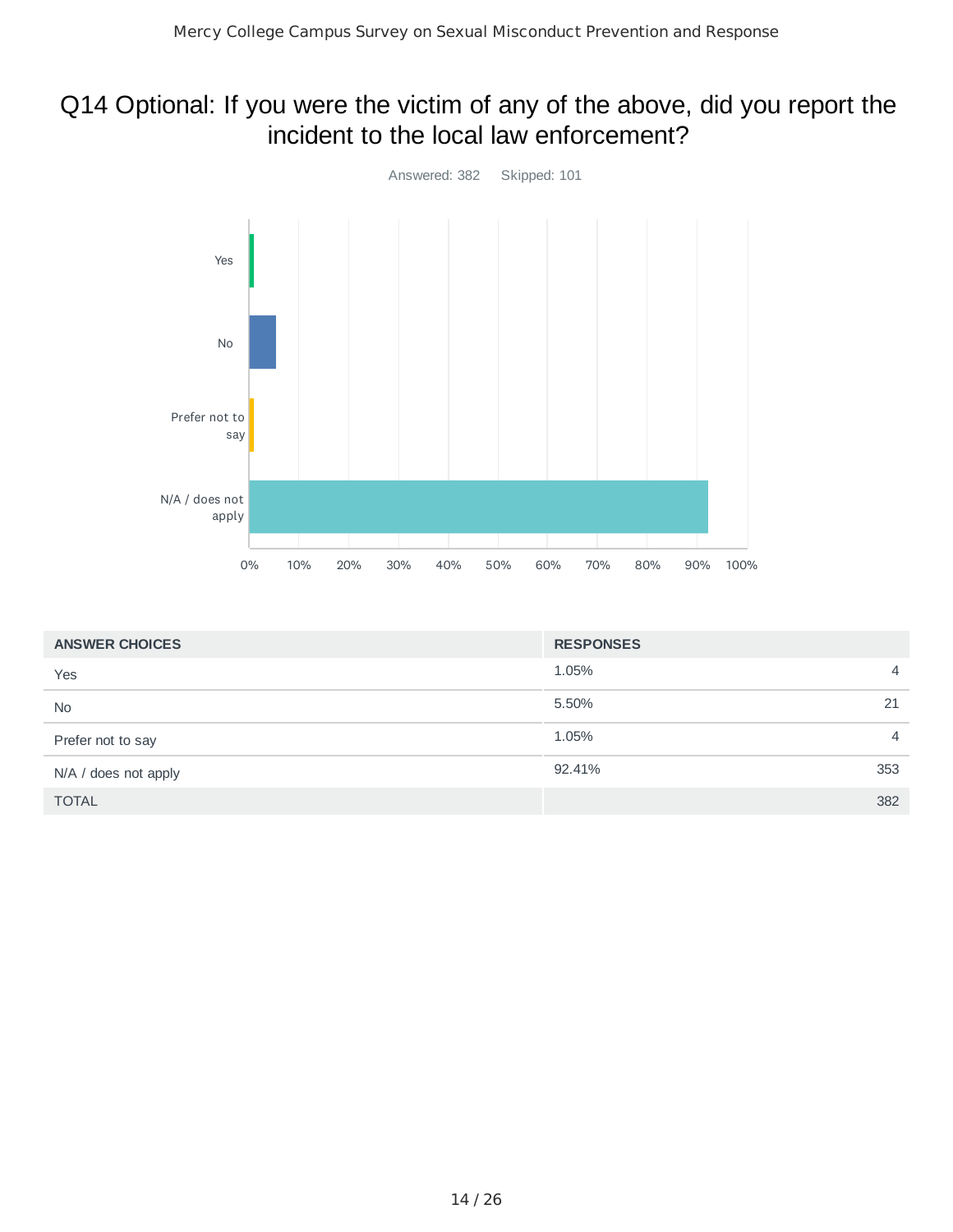# Q14 Optional: If you were the victim of any of the above, did you report the incident to the local law enforcement?

Answered: 382 Skipped: 101

| ANSWER CHOICES | RESPONSES | |
|---|---|---|
| Yes | 1.05% | 4 |
| No | 5.50% | 21 |
| Prefer not to say | 1.05% | 4 |
| N/A / does not apply | 92.41% | 353 |
| TOTAL | | 382 |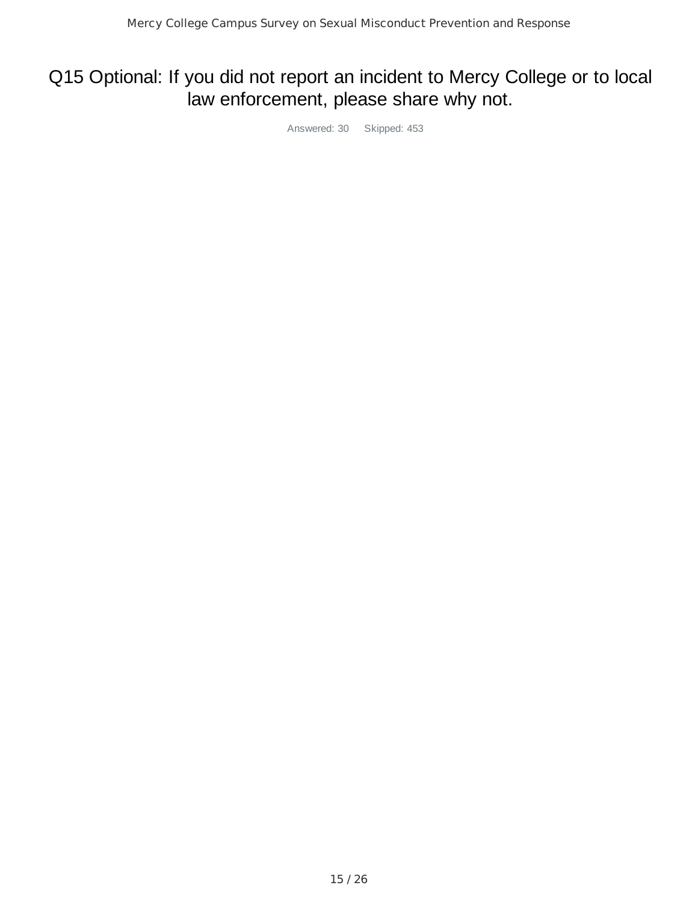# Q15 Optional: If you did not report an incident to Mercy College or to local law enforcement, please share why not.

Answered: 30 Skipped: 453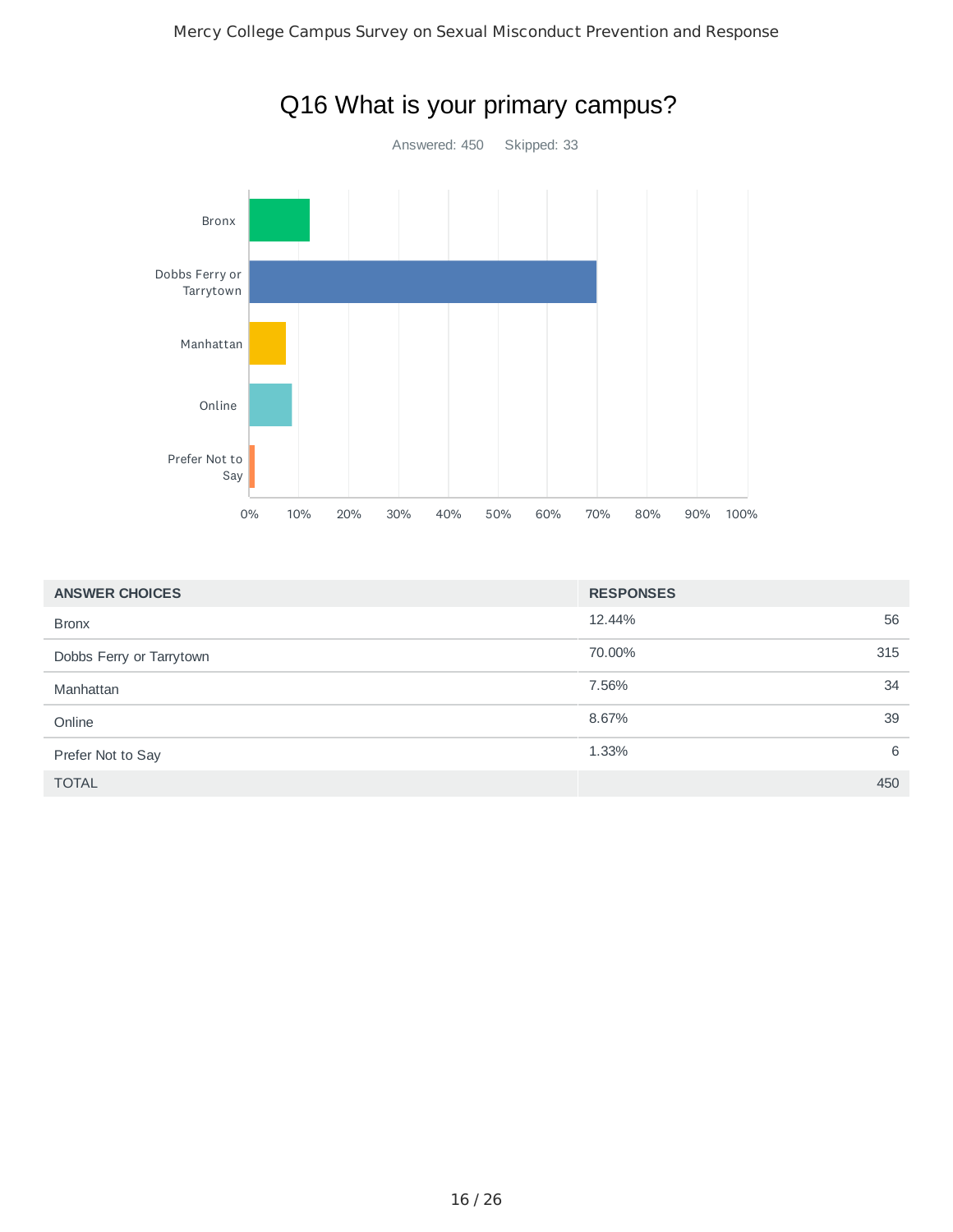# Q16 What is your primary campus?

Answered: 450 Skipped: 33

| ANSWER CHOICES | RESPONSES | |
|---|---|---|
| Bronx | 12.44% | 56 |
| Dobbs Ferry or Tarrytown | 70.00% | 315 |
| Manhattan | 7.56% | 34 |
| Online | 8.67% | 39 |
| Prefer Not to Say | 1.33% | 6 |
| TOTAL | | 450 |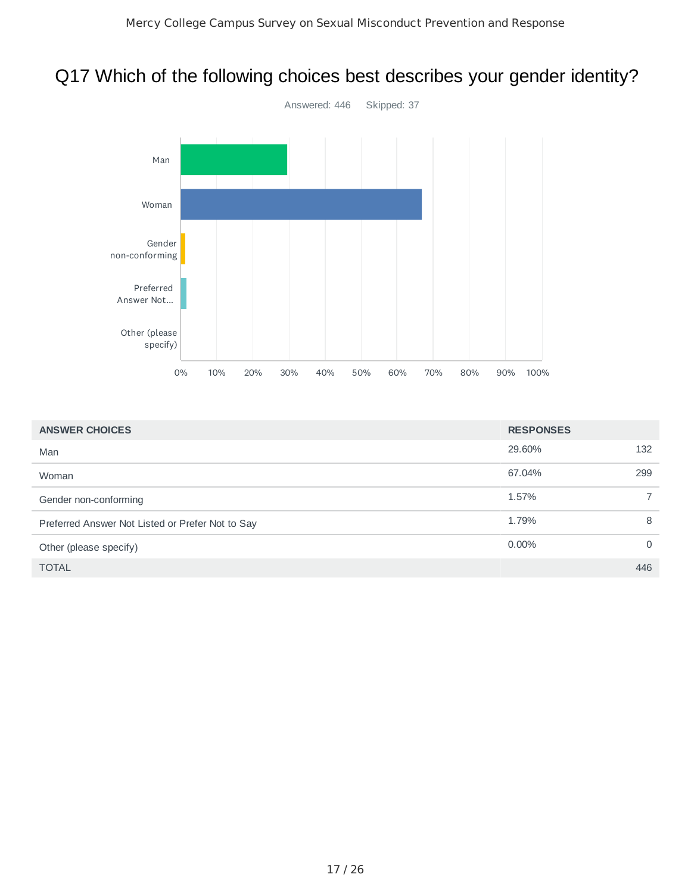# Q17 Which of the following choices best describes your gender identity?

Answered: 446 Skipped: 37

| ANSWER CHOICES | RESPONSES | |
|---|---|---|
| Man | 29.60% | 132 |
| Woman | 67.04% | 299 |
| Gender non-conforming | 1.57% | 7 |
| Preferred Answer Not Listed or Prefer Not to Say | 1.79% | 8 |
| Other (please specify) | 0.00% | 0 |
| TOTAL | | 446 |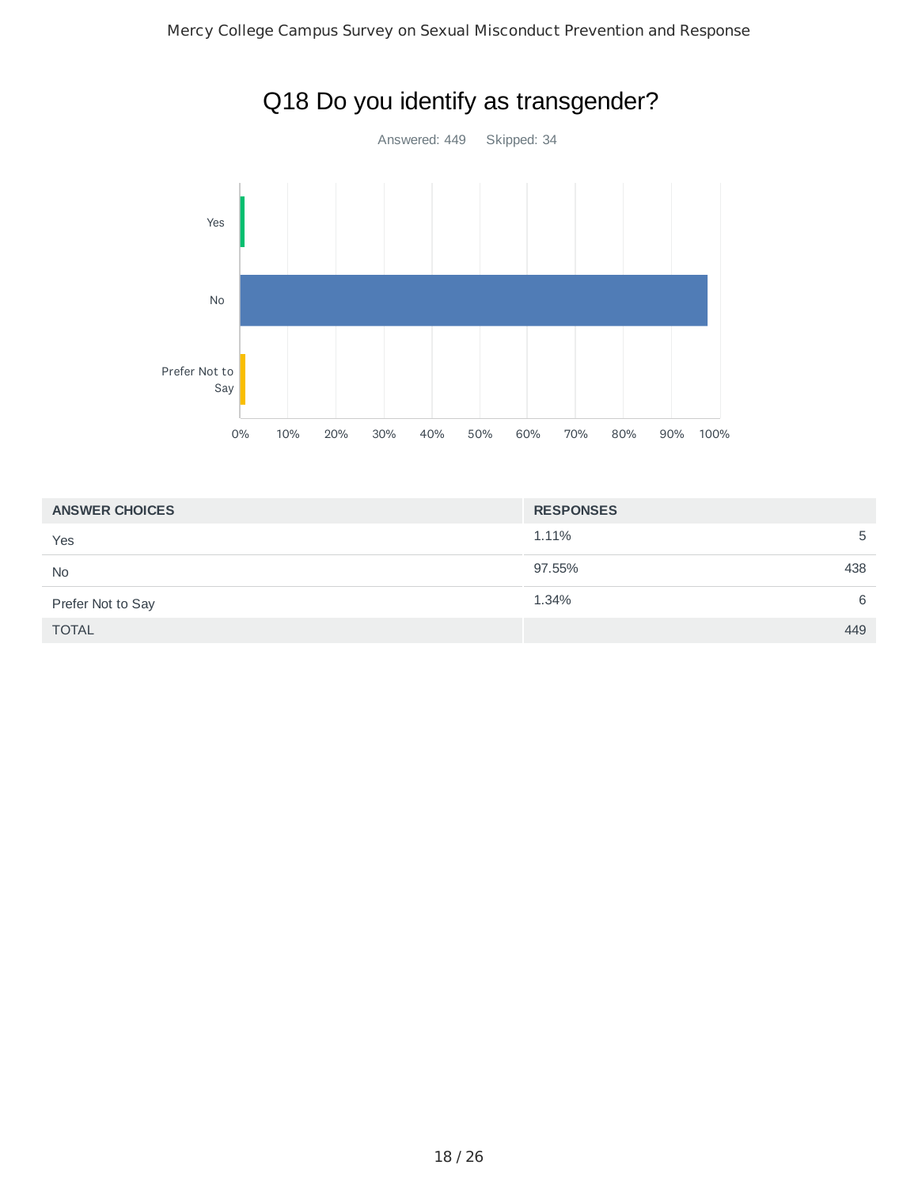# Q18 Do you identify as transgender?

Answered: 449 Skipped: 34

| ANSWER CHOICES | RESPONSES | |
|---|---|---|
| Yes | 1.11% | 5 |
| No | 97.55% | 438 |
| Prefer Not to Say | 1.34% | 6 |
| TOTAL | | 449 |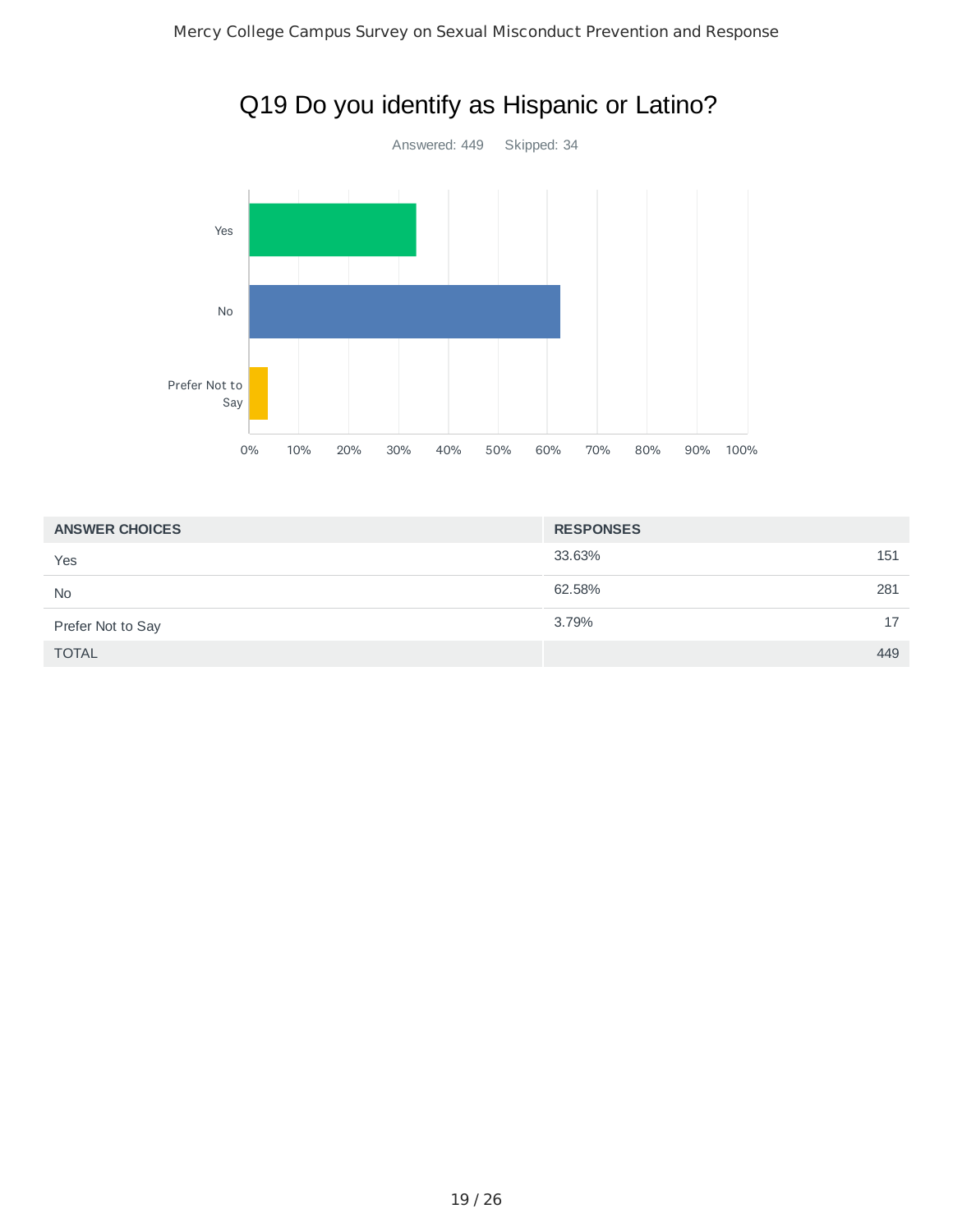# Q19 Do you identify as Hispanic or Latino?

Answered: 449    Skipped: 34

| ANSWER CHOICES | RESPONSES | |
|---|---|---|
| Yes | 33.63% | 151 |
| No | 62.58% | 281 |
| Prefer Not to Say | 3.79% | 17 |
| TOTAL | | 449 |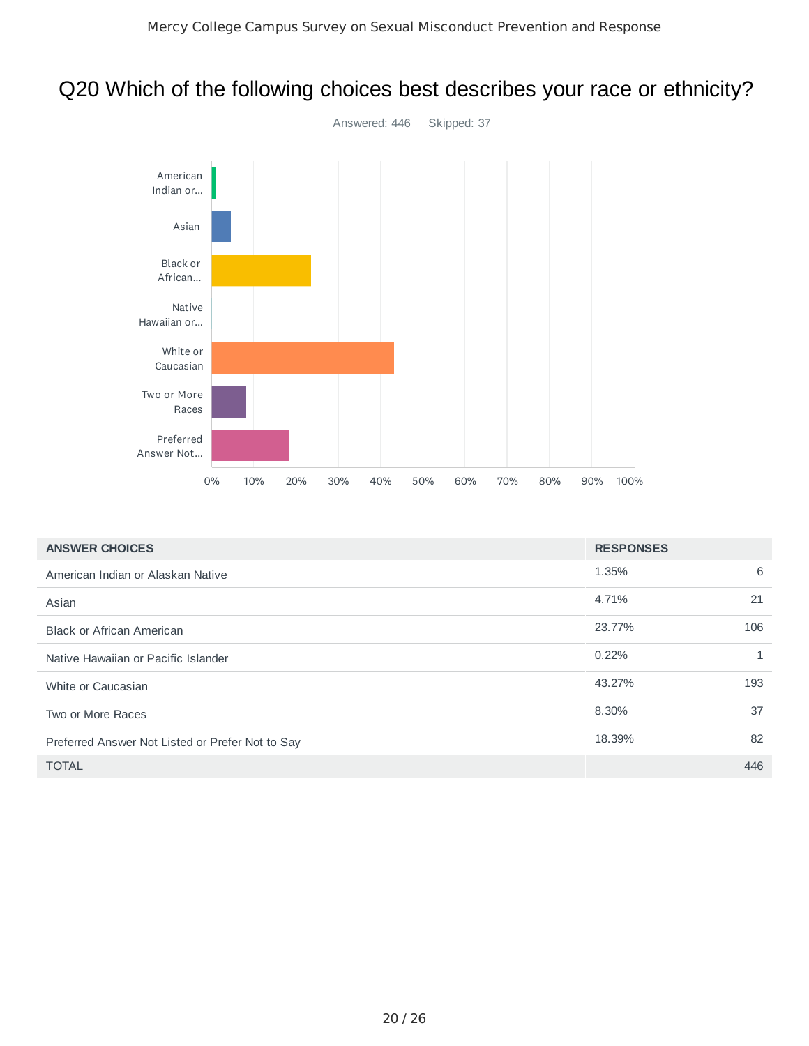# Q20 Which of the following choices best describes your race or ethnicity?

Answered: 446    Skipped: 37

| ANSWER CHOICES | RESPONSES | |
|---|---|---|
| American Indian or Alaskan Native | 1.35% | 6 |
| Asian | 4.71% | 21 |
| Black or African American | 23.77% | 106 |
| Native Hawaiian or Pacific Islander | 0.22% | 1 |
| White or Caucasian | 43.27% | 193 |
| Two or More Races | 8.30% | 37 |
| Preferred Answer Not Listed or Prefer Not to Say | 18.39% | 82 |
| TOTAL | | 446 |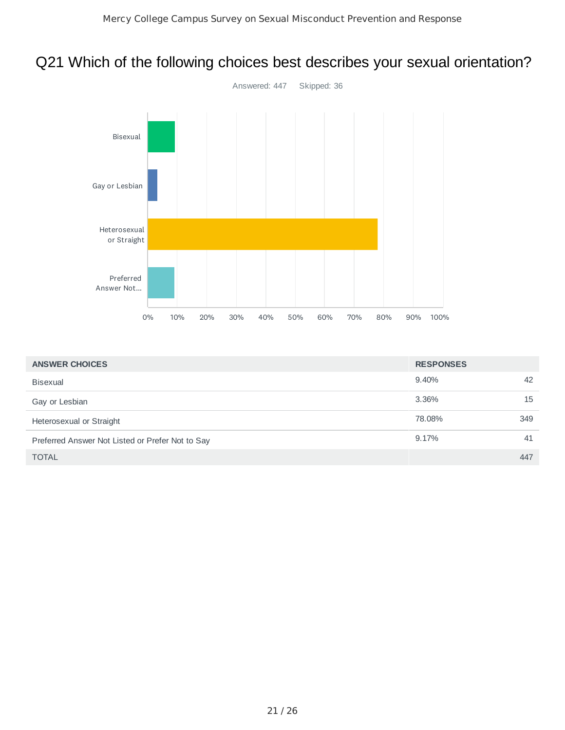# Q21 Which of the following choices best describes your sexual orientation?

Answered: 447 Skipped: 36

| ANSWER CHOICES | RESPONSES | |
|---|---|---|
| Bisexual | 9.40% | 42 |
| Gay or Lesbian | 3.36% | 15 |
| Heterosexual or Straight | 78.08% | 349 |
| Preferred Answer Not Listed or Prefer Not to Say | 9.17% | 41 |
| TOTAL | | 447 |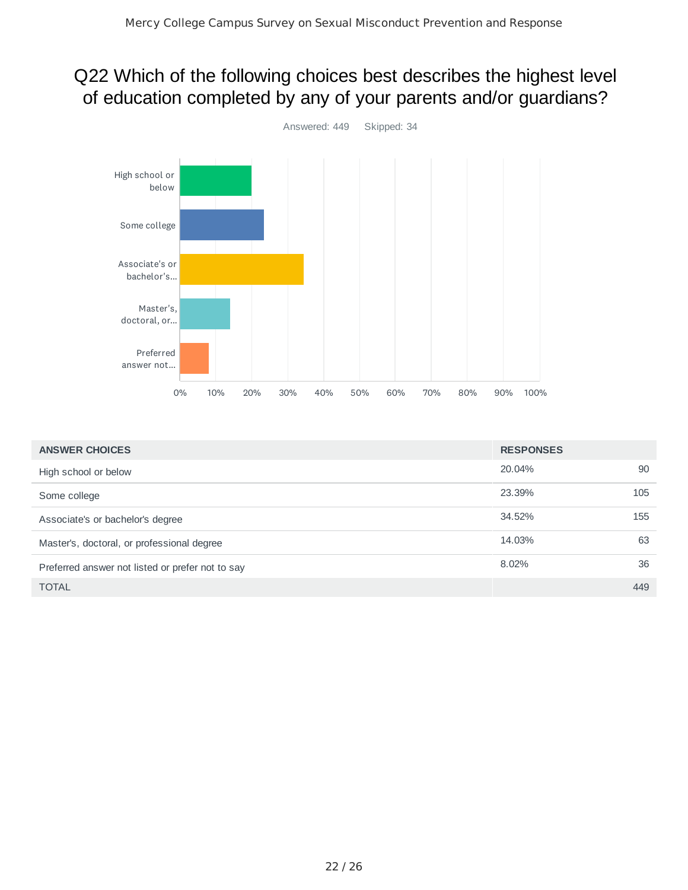# Q22 Which of the following choices best describes the highest level of education completed by any of your parents and/or guardians?

Answered: 449    Skipped: 34

| ANSWER CHOICES | RESPONSES | |
|---|---|---|
| High school or below | 20.04% | 90 |
| Some college | 23.39% | 105 |
| Associate's or bachelor's degree | 34.52% | 155 |
| Master's, doctoral, or professional degree | 14.03% | 63 |
| Preferred answer not listed or prefer not to say | 8.02% | 36 |
| TOTAL | | 449 |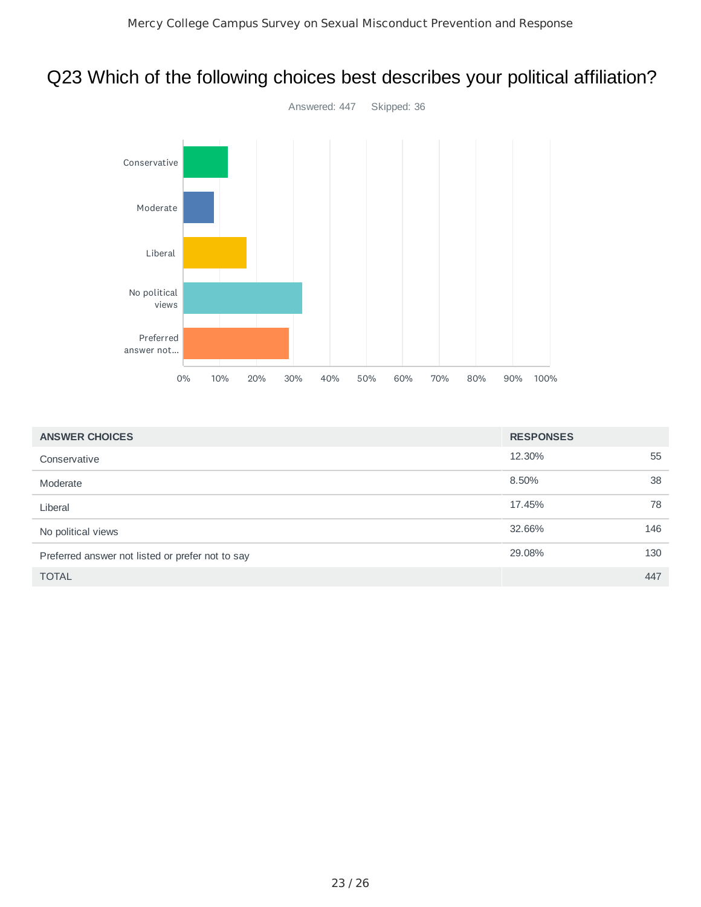# Q23 Which of the following choices best describes your political affiliation?

Answered: 447 Skipped: 36

| ANSWER CHOICES | RESPONSES | |
|---|---|---|
| Conservative | 12.30% | 55 |
| Moderate | 8.50% | 38 |
| Liberal | 17.45% | 78 |
| No political views | 32.66% | 146 |
| Preferred answer not listed or prefer not to say | 29.08% | 130 |
| TOTAL | | 447 |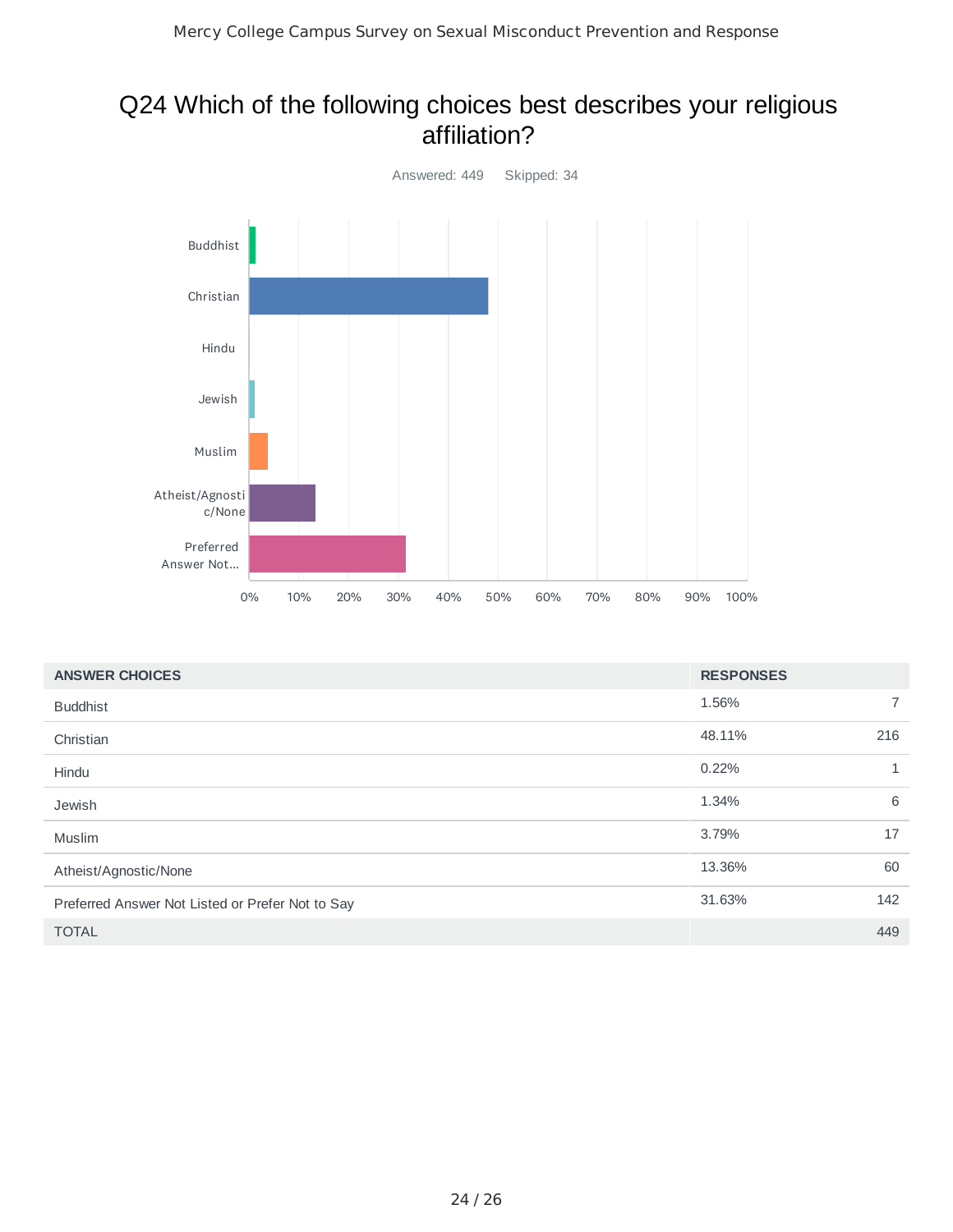# Q24 Which of the following choices best describes your religious affiliation?

Answered: 449    Skipped: 34

| ANSWER CHOICES | RESPONSES | |
|---|---|---|
| Buddhist | 1.56% | 7 |
| Christian | 48.11% | 216 |
| Hindu | 0.22% | 1 |
| Jewish | 1.34% | 6 |
| Muslim | 3.79% | 17 |
| Atheist/Agnostic/None | 13.36% | 60 |
| Preferred Answer Not Listed or Prefer Not to Say | 31.63% | 142 |
| TOTAL | | 449 |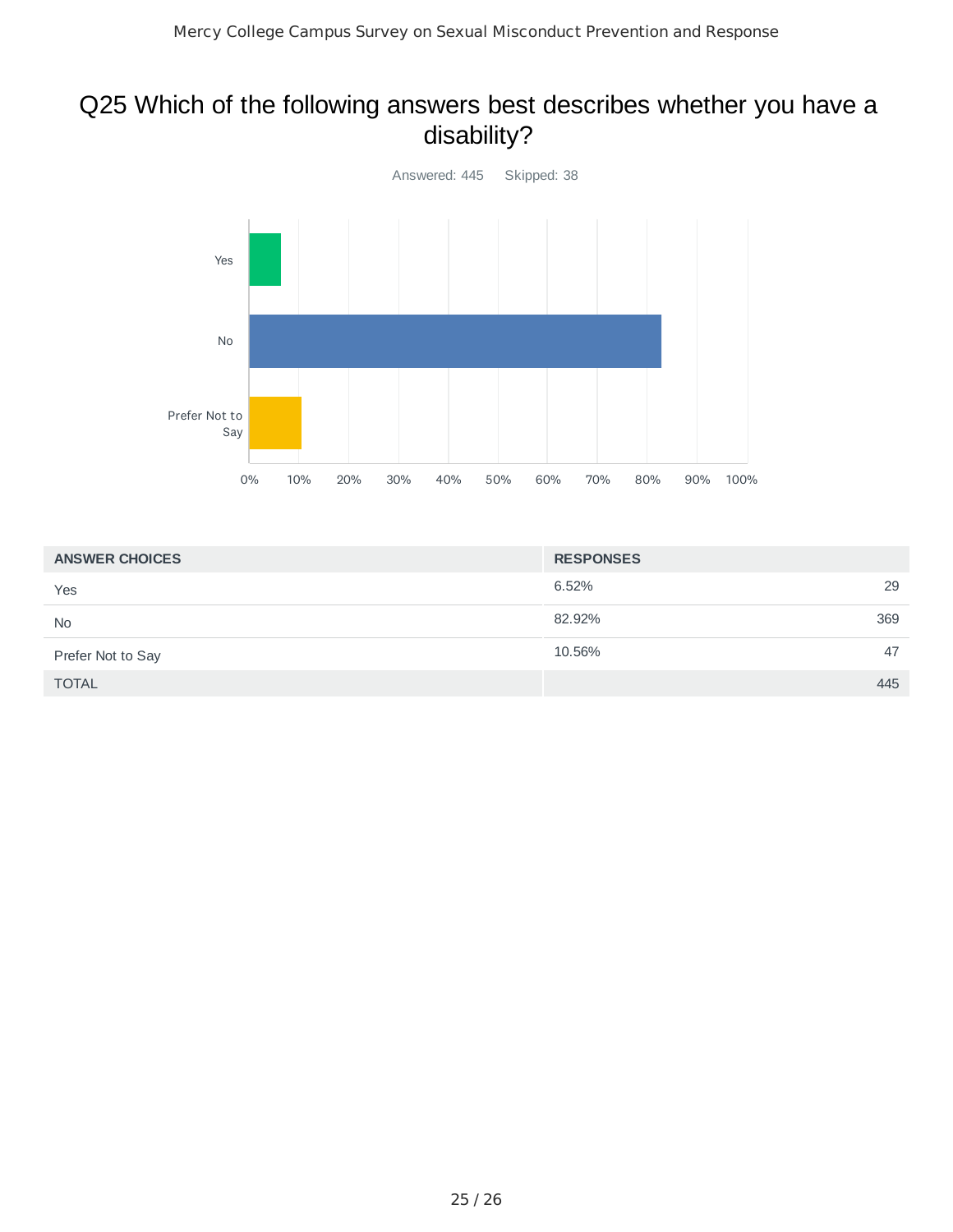# Q25 Which of the following answers best describes whether you have a disability?

Answered: 445 Skipped: 38

| ANSWER CHOICES | RESPONSES | |
|---|---|---|
| Yes | 6.52% | 29 |
| No | 82.92% | 369 |
| Prefer Not to Say | 10.56% | 47 |
| TOTAL | | 445 |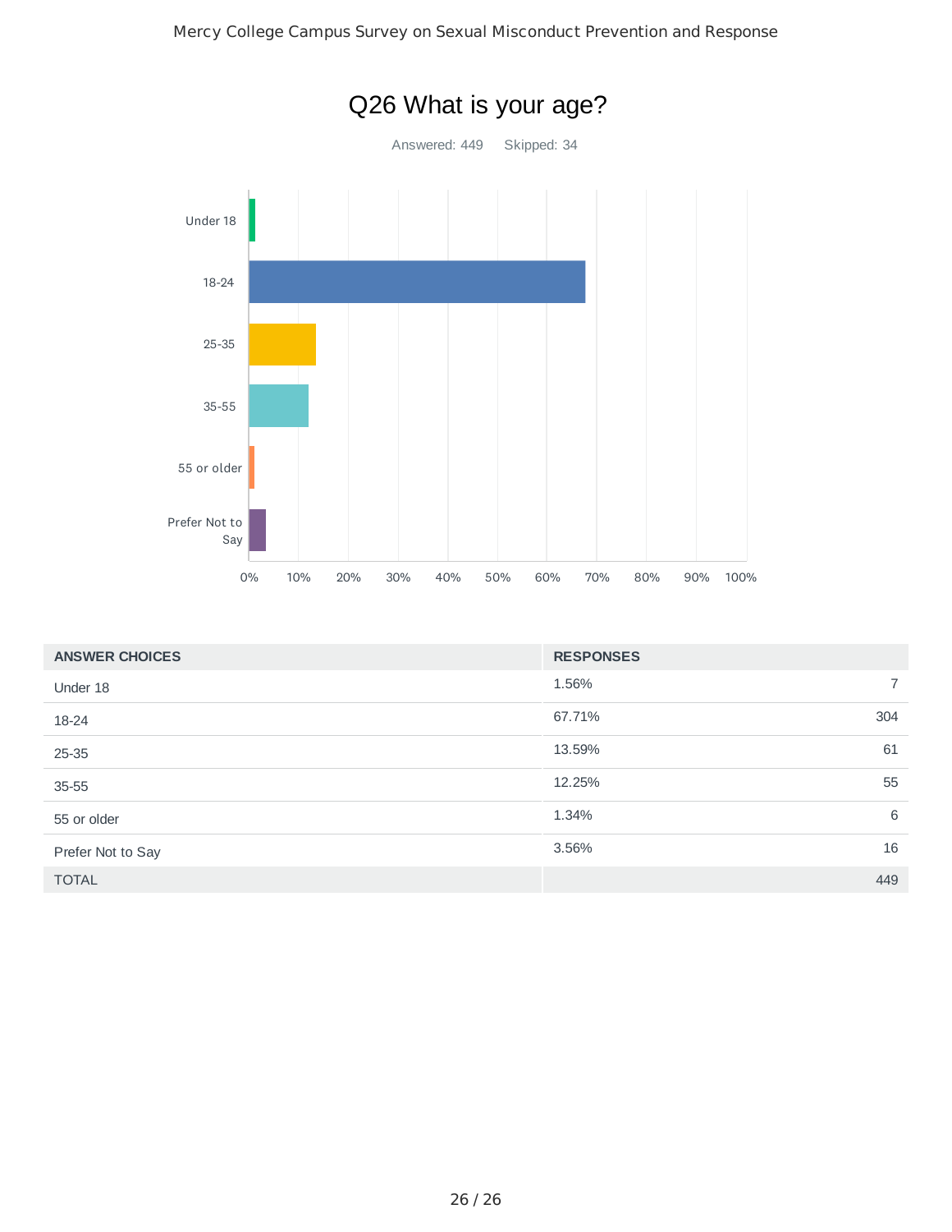## Q26 What is your age?

Answered: 449 Skipped: 34

Under 18

18-24

25-35

35-55

55 or older

Prefer Not to Say

0% 10% 20% 30% 40% 50% 60% 70% 80% 90% 100%

| ANSWER CHOICES | RESPONSES | |
|---|---|---|
| Under 18 | 1.56% | 7 |
| 18-24 | 67.71% | 304 |
| 25-35 | 13.59% | 61 |
| 35-55 | 12.25% | 55 |
| 55 or older | 1.34% | 6 |
| Prefer Not to Say | 3.56% | 16 |
| TOTAL | | 449 |